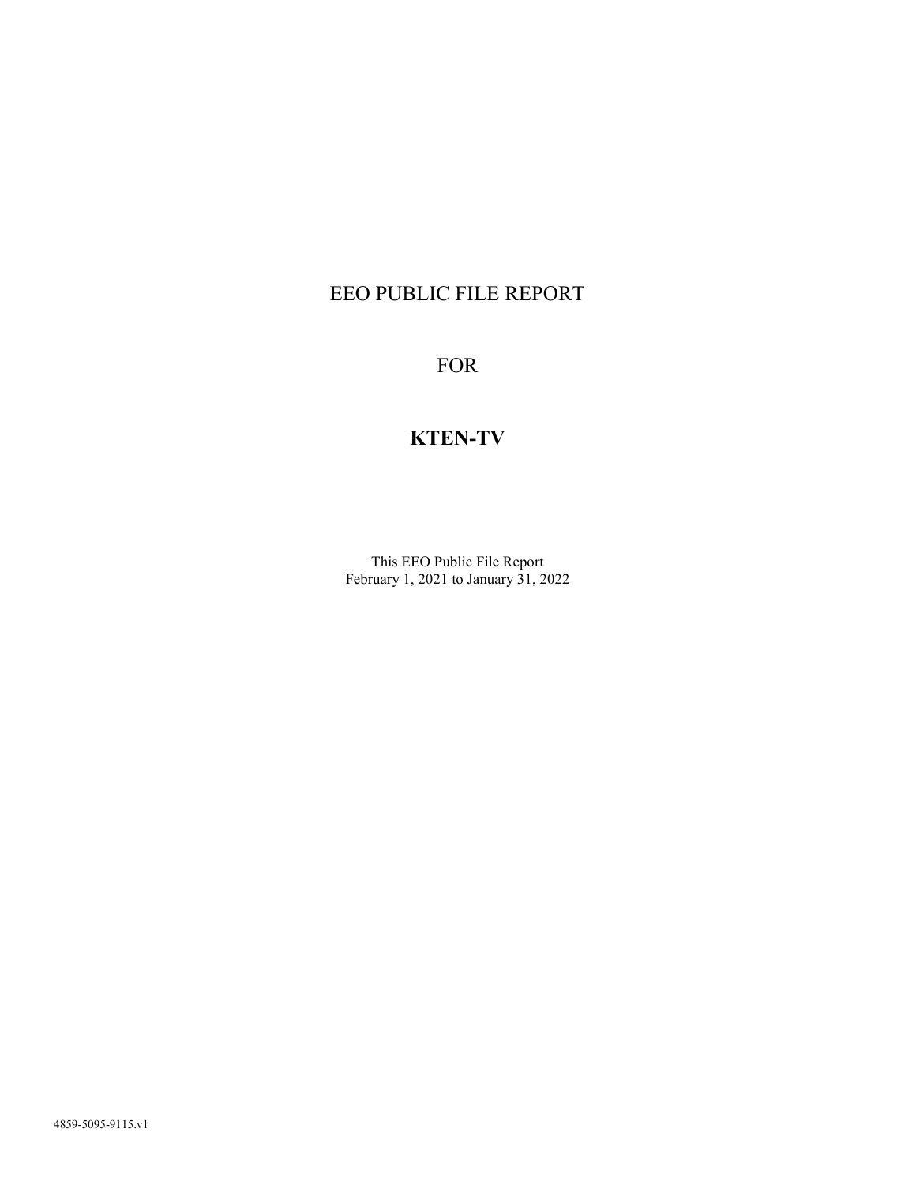# EEO PUBLIC FILE REPORT

# FOR

# **KTEN-TV**

This EEO Public File Report
February 1, 2021 to January 31, 2022

4859-5095-9115.v1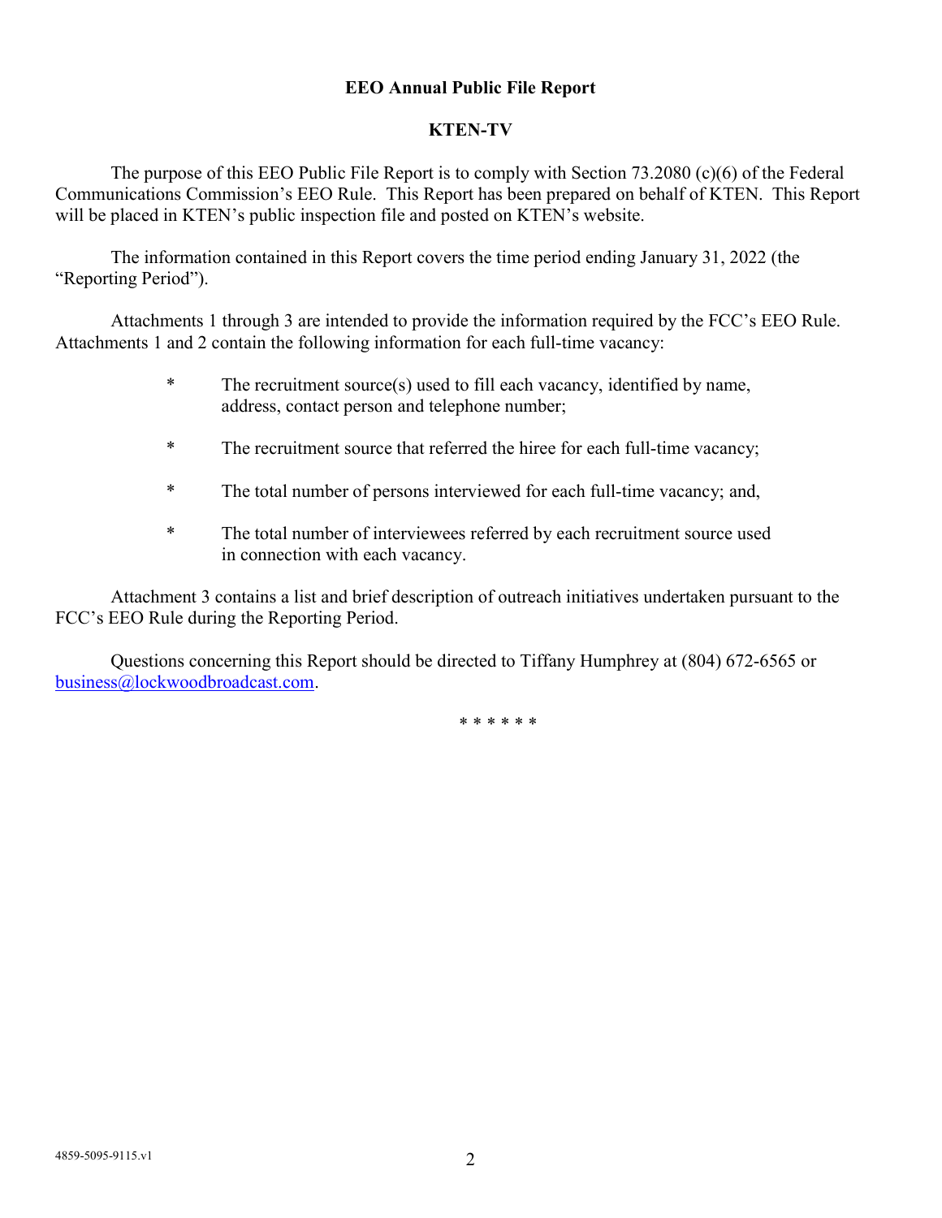**EEO Annual Public File Report**

**KTEN-TV**

The purpose of this EEO Public File Report is to comply with Section 73.2080 (c)(6) of the Federal Communications Commission's EEO Rule. This Report has been prepared on behalf of KTEN. This Report will be placed in KTEN's public inspection file and posted on KTEN's website.

The information contained in this Report covers the time period ending January 31, 2022 (the "Reporting Period").

Attachments 1 through 3 are intended to provide the information required by the FCC's EEO Rule. Attachments 1 and 2 contain the following information for each full-time vacancy:

* The recruitment source(s) used to fill each vacancy, identified by name, address, contact person and telephone number;
* The recruitment source that referred the hiree for each full-time vacancy;
* The total number of persons interviewed for each full-time vacancy; and,
* The total number of interviewees referred by each recruitment source used in connection with each vacancy.

Attachment 3 contains a list and brief description of outreach initiatives undertaken pursuant to the FCC's EEO Rule during the Reporting Period.

Questions concerning this Report should be directed to Tiffany Humphrey at (804) 672-6565 or business@lockwoodbroadcast.com.

\* \* \* \* \* \*

4859-5095-9115.v1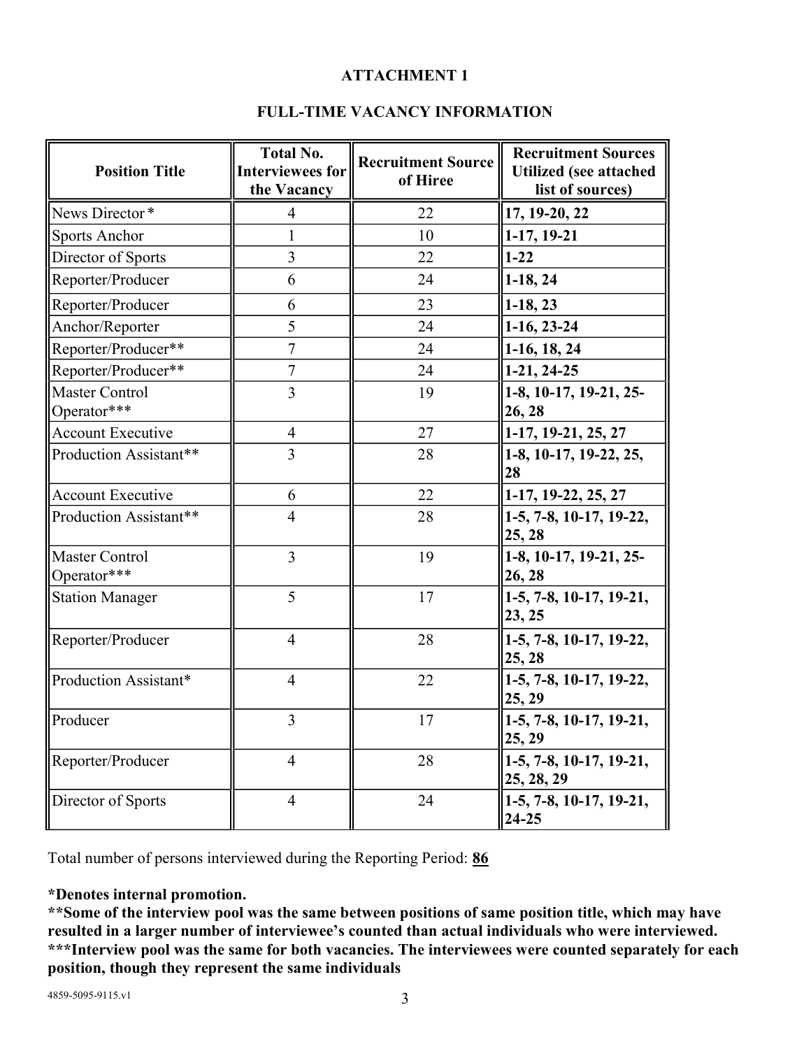**ATTACHMENT 1**

**FULL-TIME VACANCY INFORMATION**

| Position Title | Total No. Interviewees for the Vacancy | Recruitment Source of Hiree | Recruitment Sources Utilized (see attached list of sources) |
|---|---|---|---|
| News Director * | 4 | 22 | **17, 19-20, 22** |
| Sports Anchor | 1 | 10 | **1-17, 19-21** |
| Director of Sports | 3 | 22 | **1-22** |
| Reporter/Producer | 6 | 24 | **1-18, 24** |
| Reporter/Producer | 6 | 23 | **1-18, 23** |
| Anchor/Reporter | 5 | 24 | **1-16, 23-24** |
| Reporter/Producer** | 7 | 24 | **1-16, 18, 24** |
| Reporter/Producer** | 7 | 24 | **1-21, 24-25** |
| Master Control Operator*** | 3 | 19 | **1-8, 10-17, 19-21, 25-26, 28** |
| Account Executive | 4 | 27 | **1-17, 19-21, 25, 27** |
| Production Assistant** | 3 | 28 | **1-8, 10-17, 19-22, 25, 28** |
| Account Executive | 6 | 22 | **1-17, 19-22, 25, 27** |
| Production Assistant** | 4 | 28 | **1-5, 7-8, 10-17, 19-22, 25, 28** |
| Master Control Operator*** | 3 | 19 | **1-8, 10-17, 19-21, 25-26, 28** |
| Station Manager | 5 | 17 | **1-5, 7-8, 10-17, 19-21, 23, 25** |
| Reporter/Producer | 4 | 28 | **1-5, 7-8, 10-17, 19-22, 25, 28** |
| Production Assistant* | 4 | 22 | **1-5, 7-8, 10-17, 19-22, 25, 29** |
| Producer | 3 | 17 | **1-5, 7-8, 10-17, 19-21, 25, 29** |
| Reporter/Producer | 4 | 28 | **1-5, 7-8, 10-17, 19-21, 25, 28, 29** |
| Director of Sports | 4 | 24 | **1-5, 7-8, 10-17, 19-21, 24-25** |

Total number of persons interviewed during the Reporting Period: **86**

**\*Denotes internal promotion.**

**\*\*Some of the interview pool was the same between positions of same position title, which may have resulted in a larger number of interviewee's counted than actual individuals who were interviewed.**

**\*\*\*Interview pool was the same for both vacancies. The interviewees were counted separately for each position, though they represent the same individuals**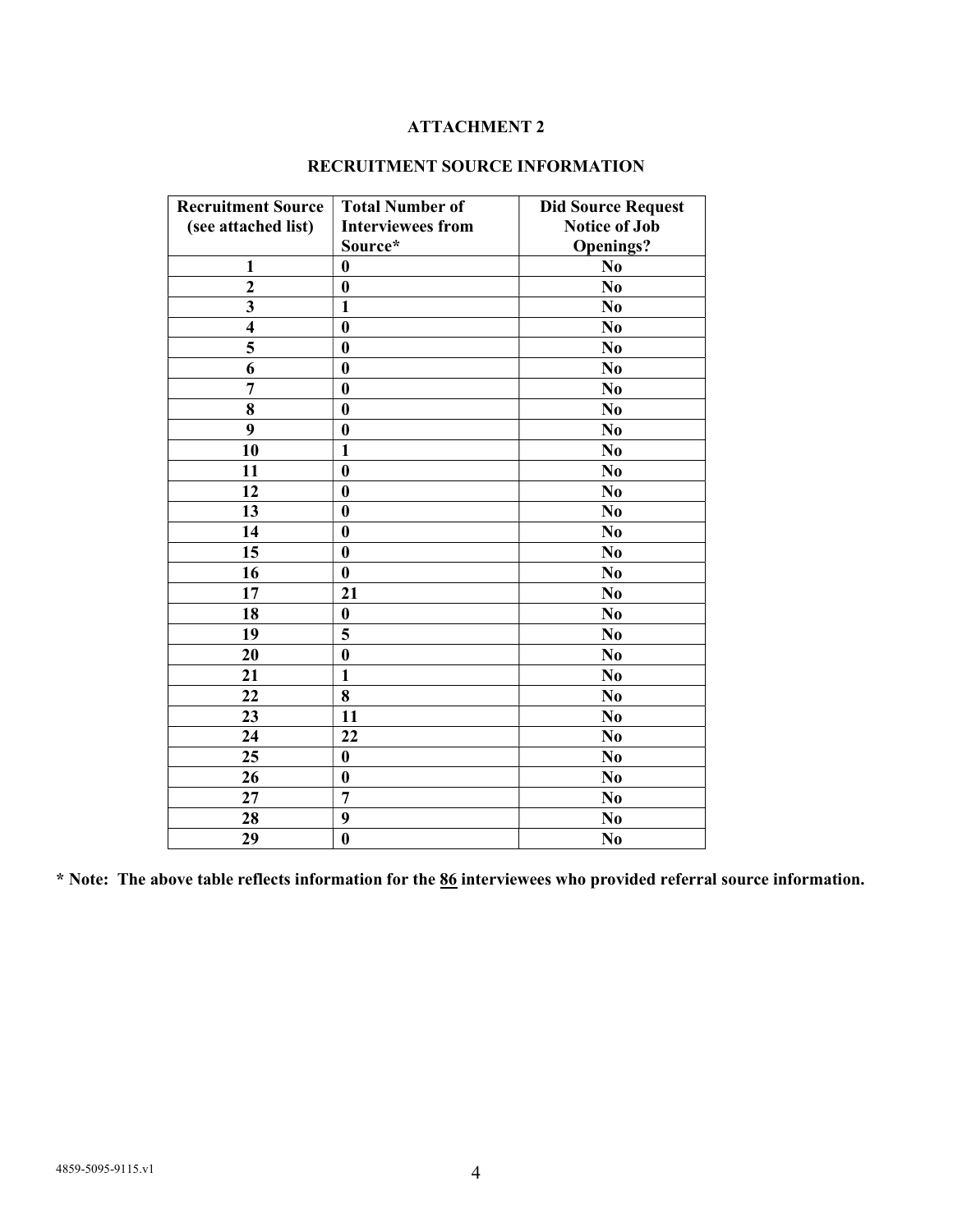# ATTACHMENT 2

## RECRUITMENT SOURCE INFORMATION

| Recruitment Source (see attached list) | Total Number of Interviewees from Source* | Did Source Request Notice of Job Openings? |
|---|---|---|
| 1 | 0 | No |
| 2 | 0 | No |
| 3 | 1 | No |
| 4 | 0 | No |
| 5 | 0 | No |
| 6 | 0 | No |
| 7 | 0 | No |
| 8 | 0 | No |
| 9 | 0 | No |
| 10 | 1 | No |
| 11 | 0 | No |
| 12 | 0 | No |
| 13 | 0 | No |
| 14 | 0 | No |
| 15 | 0 | No |
| 16 | 0 | No |
| 17 | 21 | No |
| 18 | 0 | No |
| 19 | 5 | No |
| 20 | 0 | No |
| 21 | 1 | No |
| 22 | 8 | No |
| 23 | 11 | No |
| 24 | 22 | No |
| 25 | 0 | No |
| 26 | 0 | No |
| 27 | 7 | No |
| 28 | 9 | No |
| 29 | 0 | No |

**\* Note: The above table reflects information for the 86 interviewees who provided referral source information.**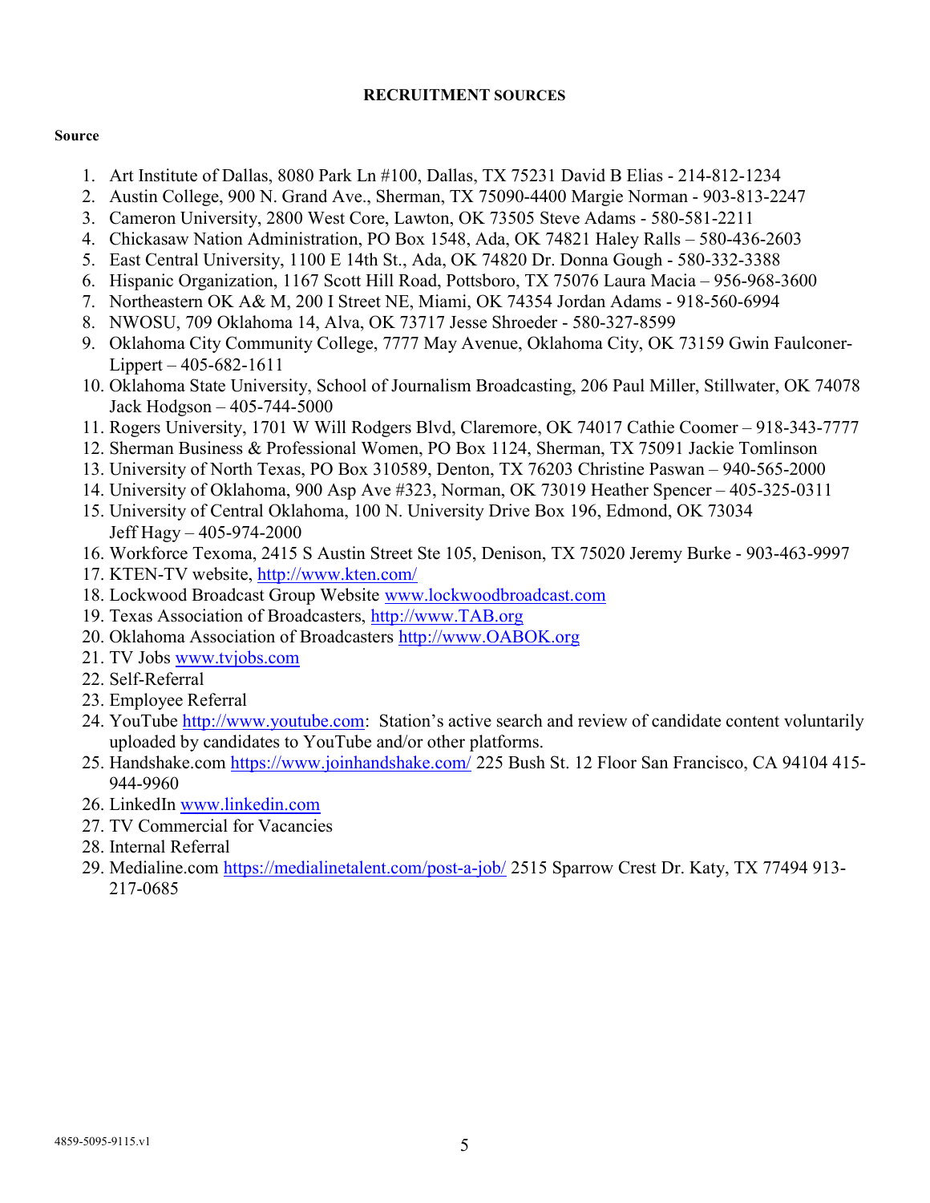**RECRUITMENT SOURCES**

**Source**

1. Art Institute of Dallas, 8080 Park Ln #100, Dallas, TX 75231 David B Elias - 214-812-1234
2. Austin College, 900 N. Grand Ave., Sherman, TX 75090-4400 Margie Norman - 903-813-2247
3. Cameron University, 2800 West Core, Lawton, OK 73505 Steve Adams - 580-581-2211
4. Chickasaw Nation Administration, PO Box 1548, Ada, OK 74821 Haley Ralls – 580-436-2603
5. East Central University, 1100 E 14th St., Ada, OK 74820 Dr. Donna Gough - 580-332-3388
6. Hispanic Organization, 1167 Scott Hill Road, Pottsboro, TX 75076 Laura Macia – 956-968-3600
7. Northeastern OK A& M, 200 I Street NE, Miami, OK 74354 Jordan Adams - 918-560-6994
8. NWOSU, 709 Oklahoma 14, Alva, OK 73717 Jesse Shroeder - 580-327-8599
9. Oklahoma City Community College, 7777 May Avenue, Oklahoma City, OK 73159 Gwin Faulconer-Lippert – 405-682-1611
10. Oklahoma State University, School of Journalism Broadcasting, 206 Paul Miller, Stillwater, OK 74078 Jack Hodgson – 405-744-5000
11. Rogers University, 1701 W Will Rodgers Blvd, Claremore, OK 74017 Cathie Coomer – 918-343-7777
12. Sherman Business & Professional Women, PO Box 1124, Sherman, TX 75091 Jackie Tomlinson
13. University of North Texas, PO Box 310589, Denton, TX 76203 Christine Paswan – 940-565-2000
14. University of Oklahoma, 900 Asp Ave #323, Norman, OK 73019 Heather Spencer – 405-325-0311
15. University of Central Oklahoma, 100 N. University Drive Box 196, Edmond, OK 73034 Jeff Hagy – 405-974-2000
16. Workforce Texoma, 2415 S Austin Street Ste 105, Denison, TX 75020 Jeremy Burke - 903-463-9997
17. KTEN-TV website, http://www.kten.com/
18. Lockwood Broadcast Group Website www.lockwoodbroadcast.com
19. Texas Association of Broadcasters, http://www.TAB.org
20. Oklahoma Association of Broadcasters http://www.OABOK.org
21. TV Jobs www.tvjobs.com
22. Self-Referral
23. Employee Referral
24. YouTube http://www.youtube.com: Station's active search and review of candidate content voluntarily uploaded by candidates to YouTube and/or other platforms.
25. Handshake.com https://www.joinhandshake.com/ 225 Bush St. 12 Floor San Francisco, CA 94104 415-944-9960
26. LinkedIn www.linkedin.com
27. TV Commercial for Vacancies
28. Internal Referral
29. Medialine.com https://medialinetalent.com/post-a-job/ 2515 Sparrow Crest Dr. Katy, TX 77494 913-217-0685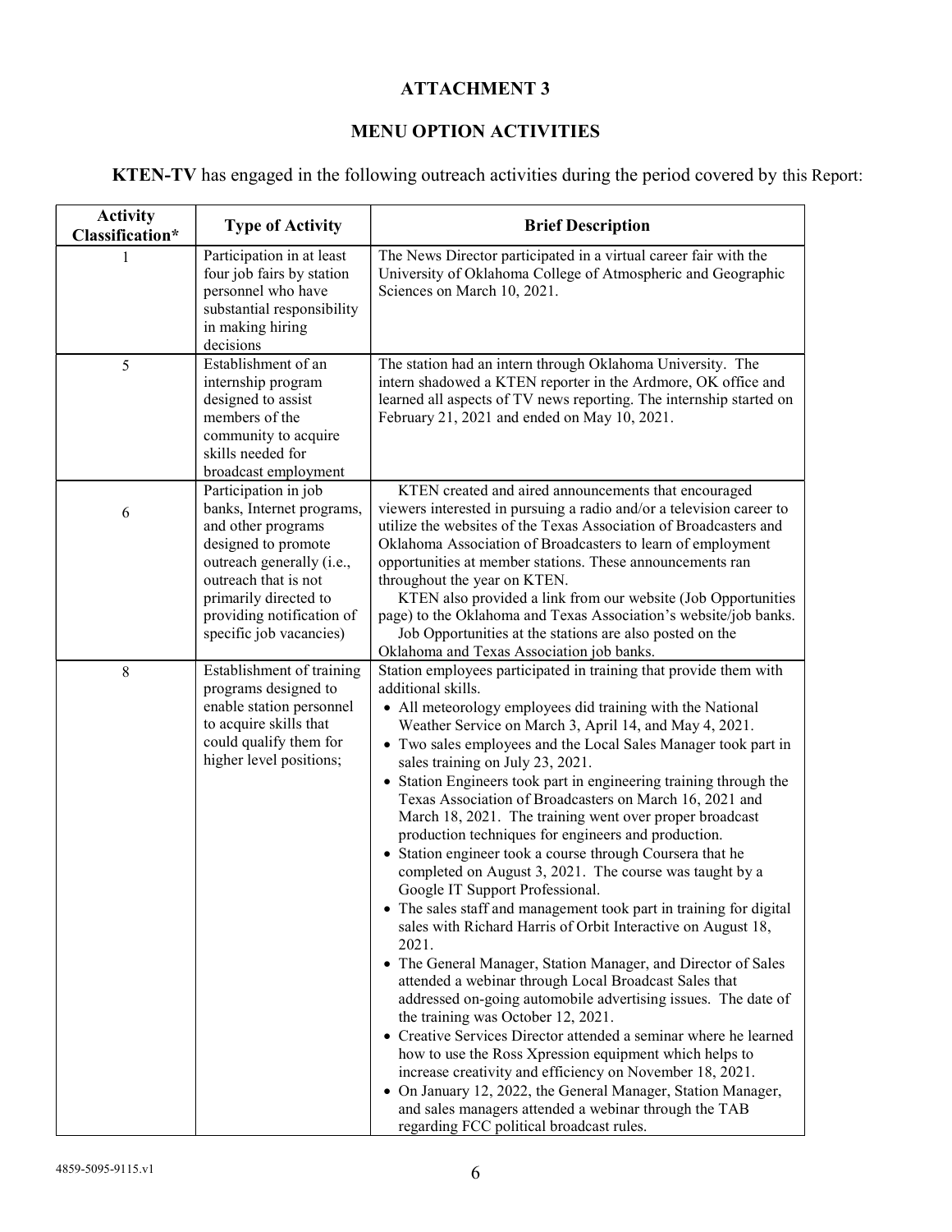## ATTACHMENT 3

## MENU OPTION ACTIVITIES

**KTEN-TV** has engaged in the following outreach activities during the period covered by this Report:

| Activity Classification* | Type of Activity | Brief Description |
|---|---|---|
| 1 | Participation in at least four job fairs by station personnel who have substantial responsibility in making hiring decisions | The News Director participated in a virtual career fair with the University of Oklahoma College of Atmospheric and Geographic Sciences on March 10, 2021. |
| 5 | Establishment of an internship program designed to assist members of the community to acquire skills needed for broadcast employment | The station had an intern through Oklahoma University. The intern shadowed a KTEN reporter in the Ardmore, OK office and learned all aspects of TV news reporting. The internship started on February 21, 2021 and ended on May 10, 2021. |
| 6 | Participation in job banks, Internet programs, and other programs designed to promote outreach generally (i.e., outreach that is not primarily directed to providing notification of specific job vacancies) | KTEN created and aired announcements that encouraged viewers interested in pursuing a radio and/or a television career to utilize the websites of the Texas Association of Broadcasters and Oklahoma Association of Broadcasters to learn of employment opportunities at member stations. These announcements ran throughout the year on KTEN.<br>KTEN also provided a link from our website (Job Opportunities page) to the Oklahoma and Texas Association's website/job banks.<br>Job Opportunities at the stations are also posted on the Oklahoma and Texas Association job banks. |
| 8 | Establishment of training programs designed to enable station personnel to acquire skills that could qualify them for higher level positions; | Station employees participated in training that provide them with additional skills.<br>• All meteorology employees did training with the National Weather Service on March 3, April 14, and May 4, 2021.<br>• Two sales employees and the Local Sales Manager took part in sales training on July 23, 2021.<br>• Station Engineers took part in engineering training through the Texas Association of Broadcasters on March 16, 2021 and March 18, 2021. The training went over proper broadcast production techniques for engineers and production.<br>• Station engineer took a course through Coursera that he completed on August 3, 2021. The course was taught by a Google IT Support Professional.<br>• The sales staff and management took part in training for digital sales with Richard Harris of Orbit Interactive on August 18, 2021.<br>• The General Manager, Station Manager, and Director of Sales attended a webinar through Local Broadcast Sales that addressed on-going automobile advertising issues. The date of the training was October 12, 2021.<br>• Creative Services Director attended a seminar where he learned how to use the Ross Xpression equipment which helps to increase creativity and efficiency on November 18, 2021.<br>• On January 12, 2022, the General Manager, Station Manager, and sales managers attended a webinar through the TAB regarding FCC political broadcast rules. |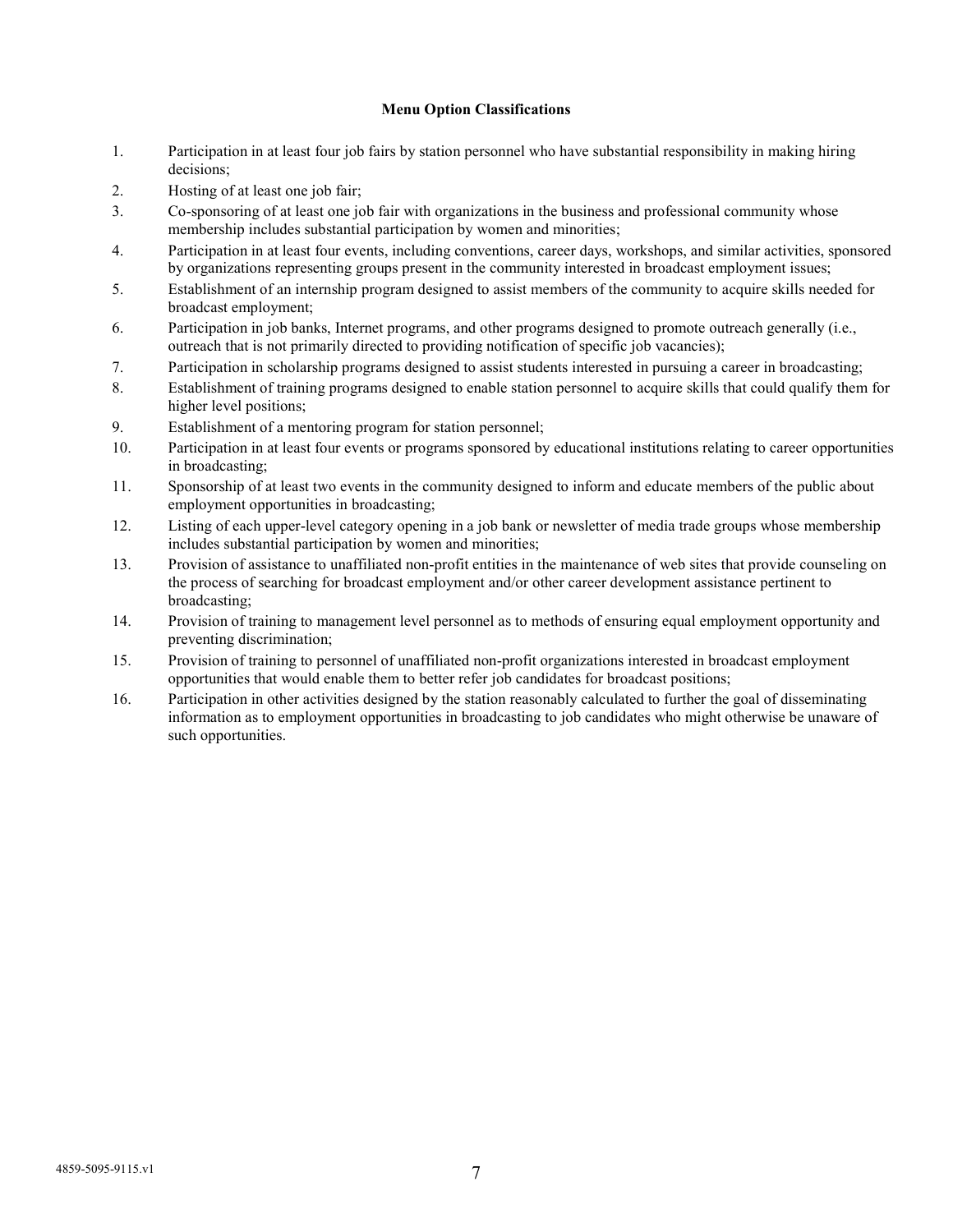**Menu Option Classifications**

1. Participation in at least four job fairs by station personnel who have substantial responsibility in making hiring decisions;
2. Hosting of at least one job fair;
3. Co-sponsoring of at least one job fair with organizations in the business and professional community whose membership includes substantial participation by women and minorities;
4. Participation in at least four events, including conventions, career days, workshops, and similar activities, sponsored by organizations representing groups present in the community interested in broadcast employment issues;
5. Establishment of an internship program designed to assist members of the community to acquire skills needed for broadcast employment;
6. Participation in job banks, Internet programs, and other programs designed to promote outreach generally (i.e., outreach that is not primarily directed to providing notification of specific job vacancies);
7. Participation in scholarship programs designed to assist students interested in pursuing a career in broadcasting;
8. Establishment of training programs designed to enable station personnel to acquire skills that could qualify them for higher level positions;
9. Establishment of a mentoring program for station personnel;
10. Participation in at least four events or programs sponsored by educational institutions relating to career opportunities in broadcasting;
11. Sponsorship of at least two events in the community designed to inform and educate members of the public about employment opportunities in broadcasting;
12. Listing of each upper-level category opening in a job bank or newsletter of media trade groups whose membership includes substantial participation by women and minorities;
13. Provision of assistance to unaffiliated non-profit entities in the maintenance of web sites that provide counseling on the process of searching for broadcast employment and/or other career development assistance pertinent to broadcasting;
14. Provision of training to management level personnel as to methods of ensuring equal employment opportunity and preventing discrimination;
15. Provision of training to personnel of unaffiliated non-profit organizations interested in broadcast employment opportunities that would enable them to better refer job candidates for broadcast positions;
16. Participation in other activities designed by the station reasonably calculated to further the goal of disseminating information as to employment opportunities in broadcasting to job candidates who might otherwise be unaware of such opportunities.

4859-5095-9115.v1